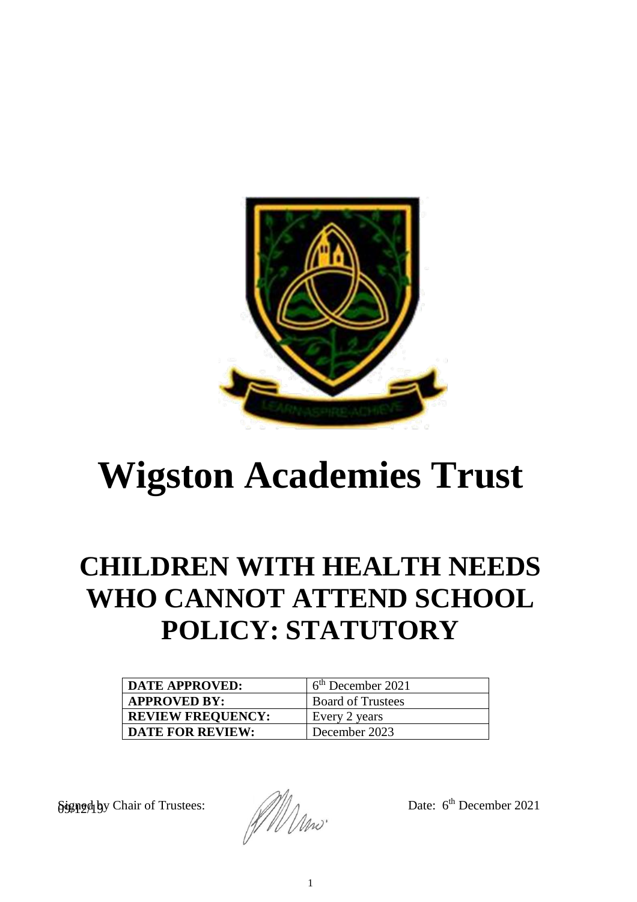# Wigston Academies Trust

## CHILDREN WITH HEALTH NEEDS WHO CANNOT ATTEND SCHOOL POLICY: STATUTORY

| DATE APPROVED: | 6th December 2021 |
|---|---|
| APPROVED BY: | Board of Trustees |
| REVIEW FREQUENCY: | Every 2 years |
| DATE FOR REVIEW: | December 2023 |

Signed by Chair of Trustees: Date: 6th December 2021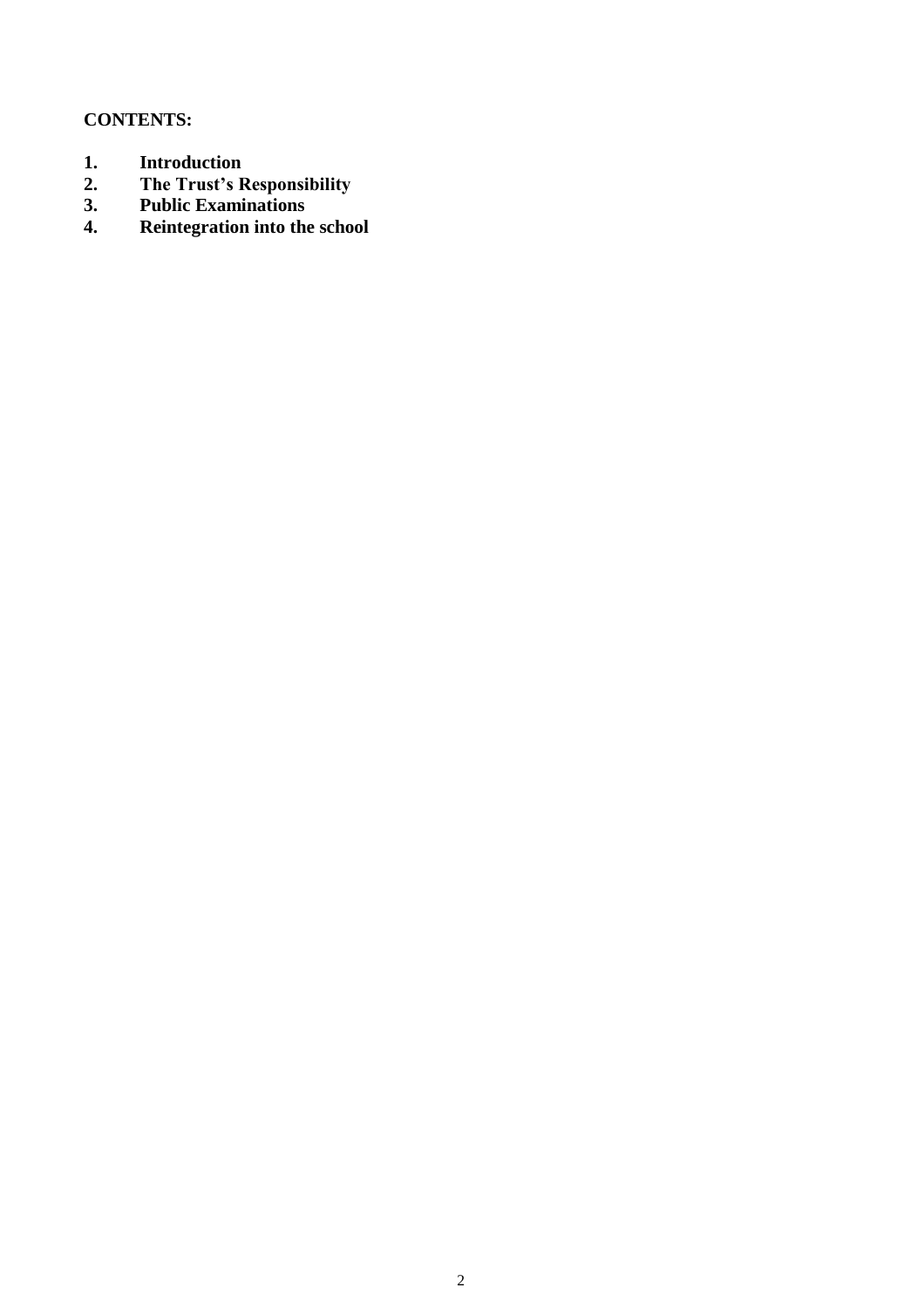**CONTENTS:**

1. **Introduction**
2. **The Trust's Responsibility**
3. **Public Examinations**
4. **Reintegration into the school**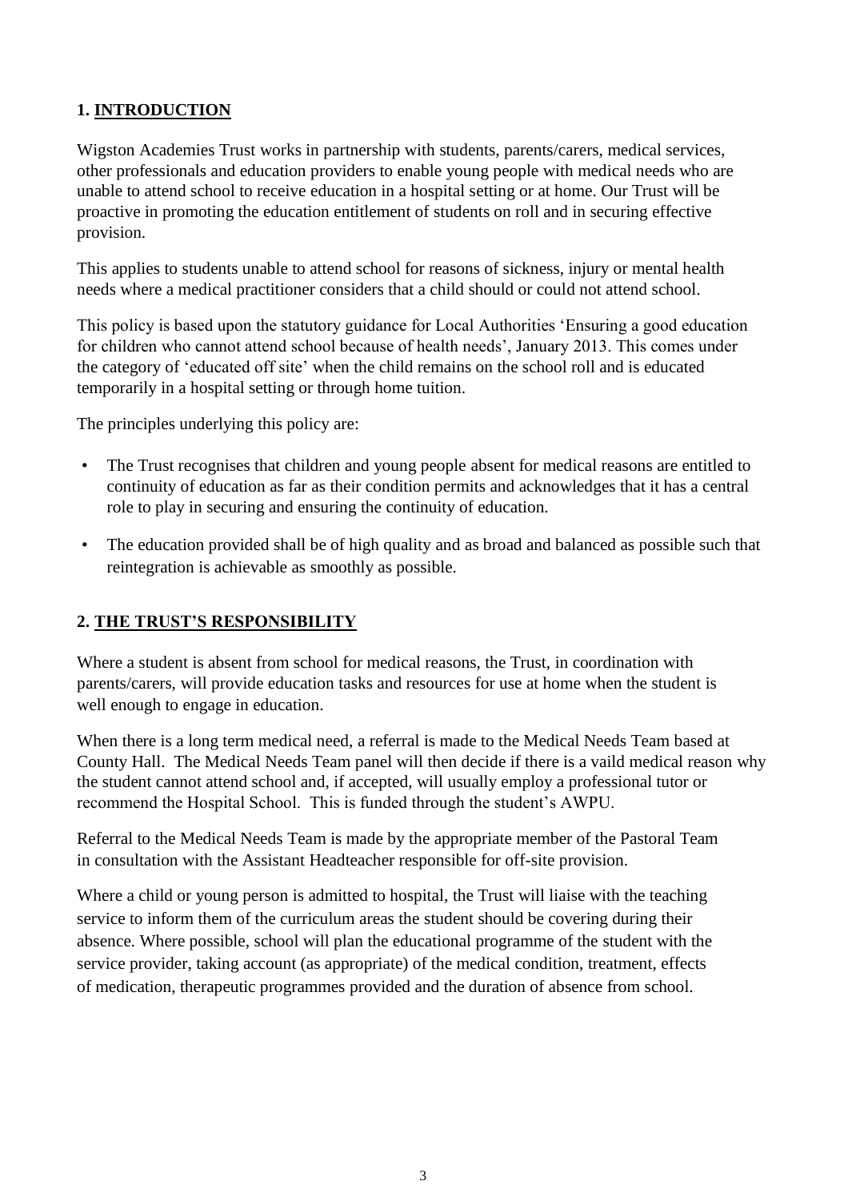## 1. INTRODUCTION

Wigston Academies Trust works in partnership with students, parents/carers, medical services, other professionals and education providers to enable young people with medical needs who are unable to attend school to receive education in a hospital setting or at home. Our Trust will be proactive in promoting the education entitlement of students on roll and in securing effective provision.

This applies to students unable to attend school for reasons of sickness, injury or mental health needs where a medical practitioner considers that a child should or could not attend school.

This policy is based upon the statutory guidance for Local Authorities 'Ensuring a good education for children who cannot attend school because of health needs', January 2013. This comes under the category of 'educated off site' when the child remains on the school roll and is educated temporarily in a hospital setting or through home tuition.

The principles underlying this policy are:

- The Trust recognises that children and young people absent for medical reasons are entitled to continuity of education as far as their condition permits and acknowledges that it has a central role to play in securing and ensuring the continuity of education.
- The education provided shall be of high quality and as broad and balanced as possible such that reintegration is achievable as smoothly as possible.

## 2. THE TRUST'S RESPONSIBILITY

Where a student is absent from school for medical reasons, the Trust, in coordination with parents/carers, will provide education tasks and resources for use at home when the student is well enough to engage in education.

When there is a long term medical need, a referral is made to the Medical Needs Team based at County Hall. The Medical Needs Team panel will then decide if there is a vaild medical reason why the student cannot attend school and, if accepted, will usually employ a professional tutor or recommend the Hospital School. This is funded through the student's AWPU.

Referral to the Medical Needs Team is made by the appropriate member of the Pastoral Team in consultation with the Assistant Headteacher responsible for off-site provision.

Where a child or young person is admitted to hospital, the Trust will liaise with the teaching service to inform them of the curriculum areas the student should be covering during their absence. Where possible, school will plan the educational programme of the student with the service provider, taking account (as appropriate) of the medical condition, treatment, effects of medication, therapeutic programmes provided and the duration of absence from school.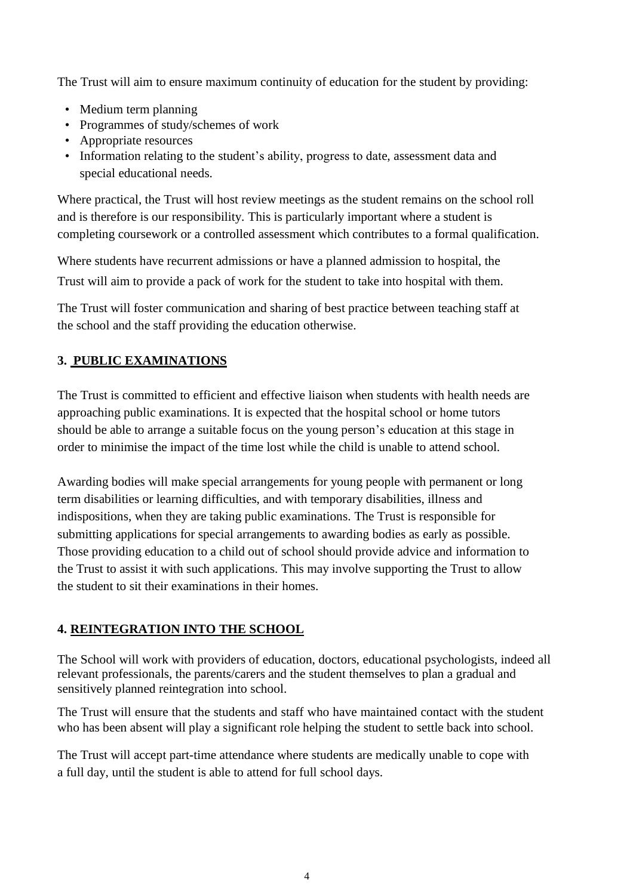The Trust will aim to ensure maximum continuity of education for the student by providing:

- Medium term planning
- Programmes of study/schemes of work
- Appropriate resources
- Information relating to the student's ability, progress to date, assessment data and special educational needs.

Where practical, the Trust will host review meetings as the student remains on the school roll and is therefore is our responsibility. This is particularly important where a student is completing coursework or a controlled assessment which contributes to a formal qualification.

Where students have recurrent admissions or have a planned admission to hospital, the Trust will aim to provide a pack of work for the student to take into hospital with them.

The Trust will foster communication and sharing of best practice between teaching staff at the school and the staff providing the education otherwise.

## 3. PUBLIC EXAMINATIONS

The Trust is committed to efficient and effective liaison when students with health needs are approaching public examinations. It is expected that the hospital school or home tutors should be able to arrange a suitable focus on the young person's education at this stage in order to minimise the impact of the time lost while the child is unable to attend school.

Awarding bodies will make special arrangements for young people with permanent or long term disabilities or learning difficulties, and with temporary disabilities, illness and indispositions, when they are taking public examinations. The Trust is responsible for submitting applications for special arrangements to awarding bodies as early as possible. Those providing education to a child out of school should provide advice and information to the Trust to assist it with such applications. This may involve supporting the Trust to allow the student to sit their examinations in their homes.

## 4. REINTEGRATION INTO THE SCHOOL

The School will work with providers of education, doctors, educational psychologists, indeed all relevant professionals, the parents/carers and the student themselves to plan a gradual and sensitively planned reintegration into school.

The Trust will ensure that the students and staff who have maintained contact with the student who has been absent will play a significant role helping the student to settle back into school.

The Trust will accept part-time attendance where students are medically unable to cope with a full day, until the student is able to attend for full school days.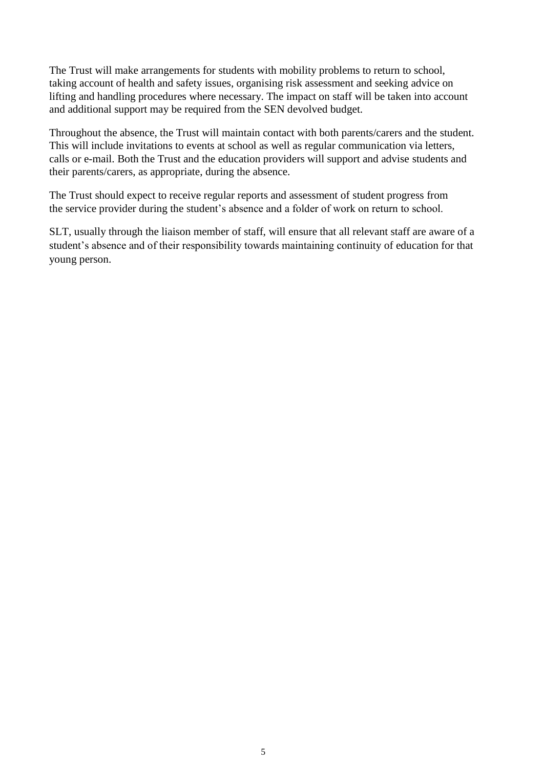The Trust will make arrangements for students with mobility problems to return to school, taking account of health and safety issues, organising risk assessment and seeking advice on lifting and handling procedures where necessary. The impact on staff will be taken into account and additional support may be required from the SEN devolved budget.

Throughout the absence, the Trust will maintain contact with both parents/carers and the student. This will include invitations to events at school as well as regular communication via letters, calls or e-mail. Both the Trust and the education providers will support and advise students and their parents/carers, as appropriate, during the absence.

The Trust should expect to receive regular reports and assessment of student progress from the service provider during the student's absence and a folder of work on return to school.

SLT, usually through the liaison member of staff, will ensure that all relevant staff are aware of a student's absence and of their responsibility towards maintaining continuity of education for that young person.